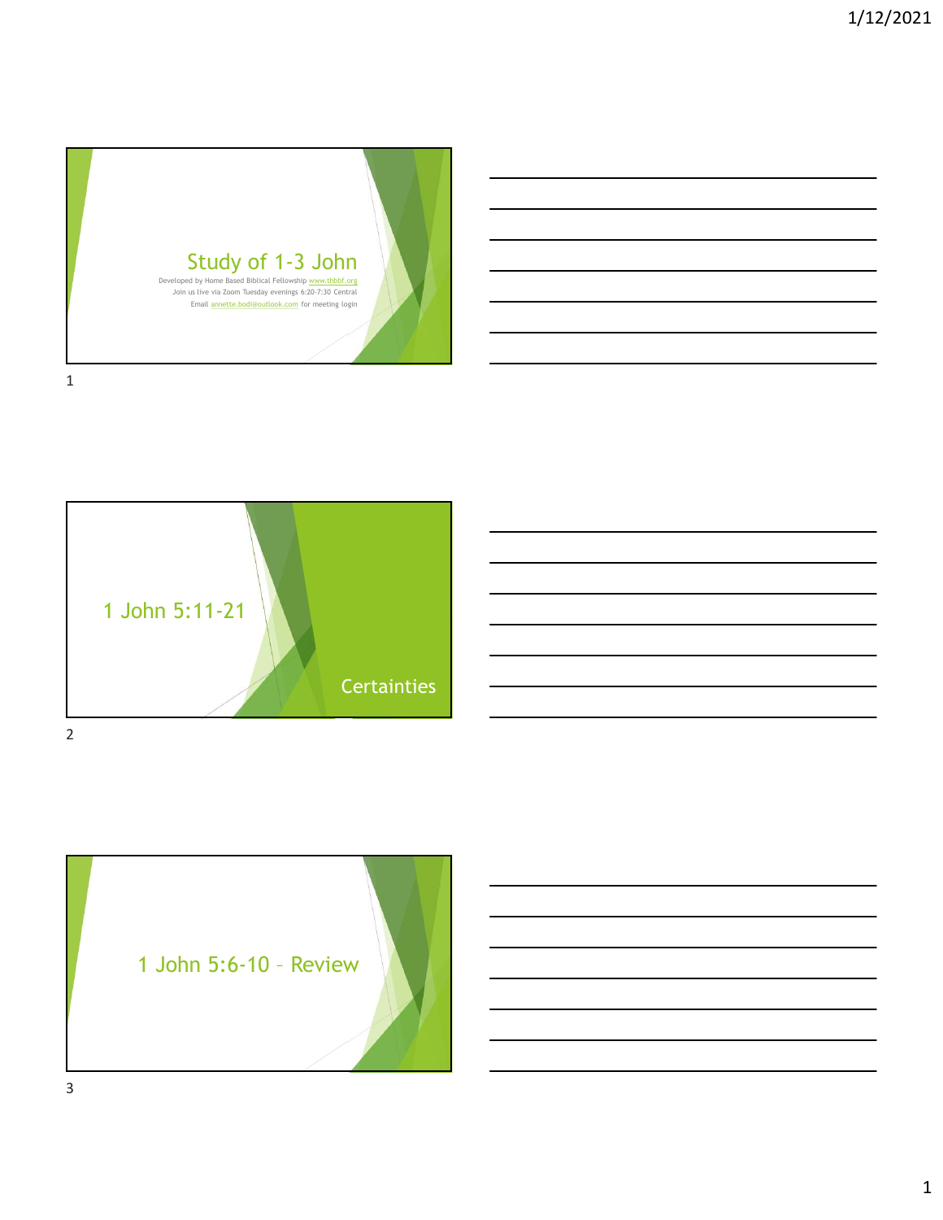# Study of 1-3 John

Developed by Home Based Biblical Fellowship www.thbbf.org
Join us live via Zoom Tuesday evenings 6:20-7:30 Central
Email annette.bodi@outlook.com for meeting login

# 1 John 5:11-21

Certainties

# 1 John 5:6-10 – Review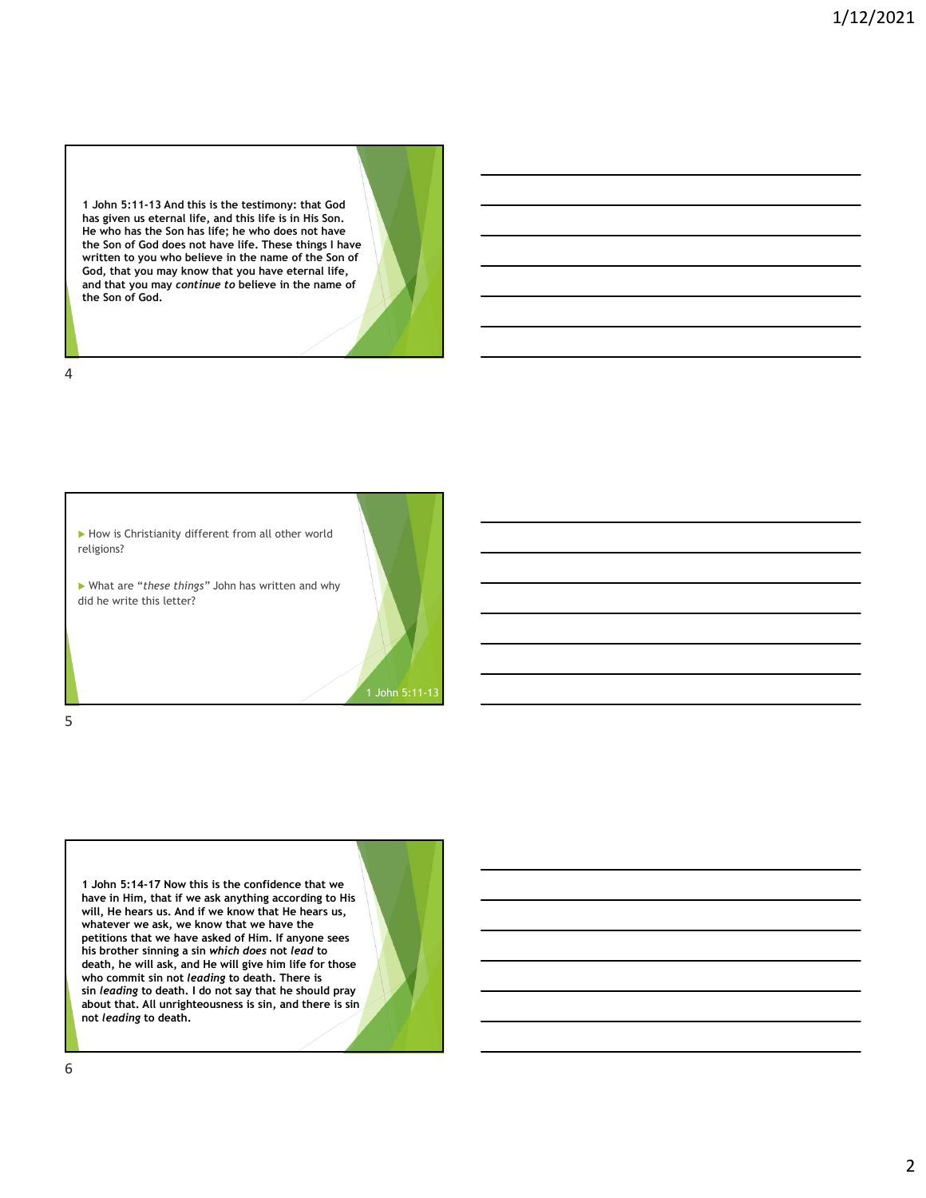**1 John 5:11-13 And this is the testimony: that God has given us eternal life, and this life is in His Son. He who has the Son has life; he who does not have the Son of God does not have life. These things I have written to you who believe in the name of the Son of God, that you may know that you have eternal life, and that you may *continue to* believe in the name of the Son of God.**

- How is Christianity different from all other world religions?
- What are "*these things*" John has written and why did he write this letter?

1 John 5:11-13

**1 John 5:14-17 Now this is the confidence that we have in Him, that if we ask anything according to His will, He hears us. And if we know that He hears us, whatever we ask, we know that we have the petitions that we have asked of Him. If anyone sees his brother sinning a sin *which does* not *lead* to death, he will ask, and He will give him life for those who commit sin not *leading* to death. There is sin *leading* to death. I do not say that he should pray about that. All unrighteousness is sin, and there is sin not *leading* to death.**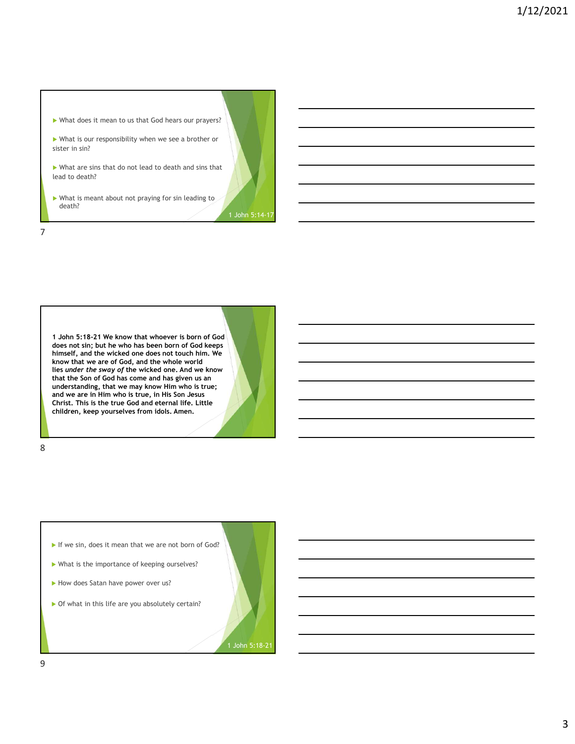- What does it mean to us that God hears our prayers?
- What is our responsibility when we see a brother or sister in sin?
- What are sins that do not lead to death and sins that lead to death?
- What is meant about not praying for sin leading to death?

1 John 5:14-17

**1 John 5:18-21 We know that whoever is born of God does not sin; but he who has been born of God keeps himself, and the wicked one does not touch him. We know that we are of God, and the whole world lies *under the sway of* the wicked one. And we know that the Son of God has come and has given us an understanding, that we may know Him who is true; and we are in Him who is true, in His Son Jesus Christ. This is the true God and eternal life. Little children, keep yourselves from idols. Amen.**

- If we sin, does it mean that we are not born of God?
- What is the importance of keeping ourselves?
- How does Satan have power over us?
- Of what in this life are you absolutely certain?

1 John 5:18-21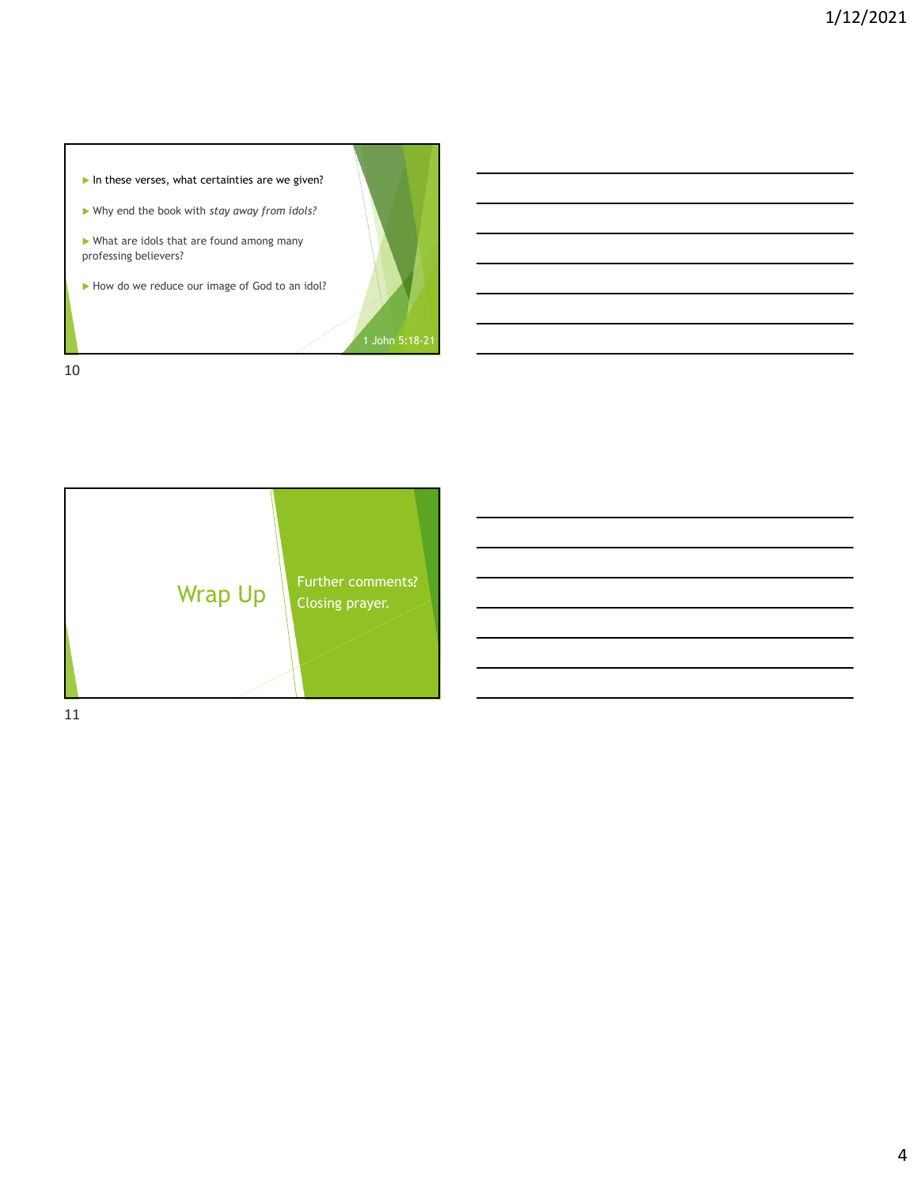- In these verses, what certainties are we given?
- Why end the book with *stay away from idols?*
- What are idols that are found among many professing believers?
- How do we reduce our image of God to an idol?

1 John 5:18-21

## Wrap Up

Further comments?
Closing prayer.